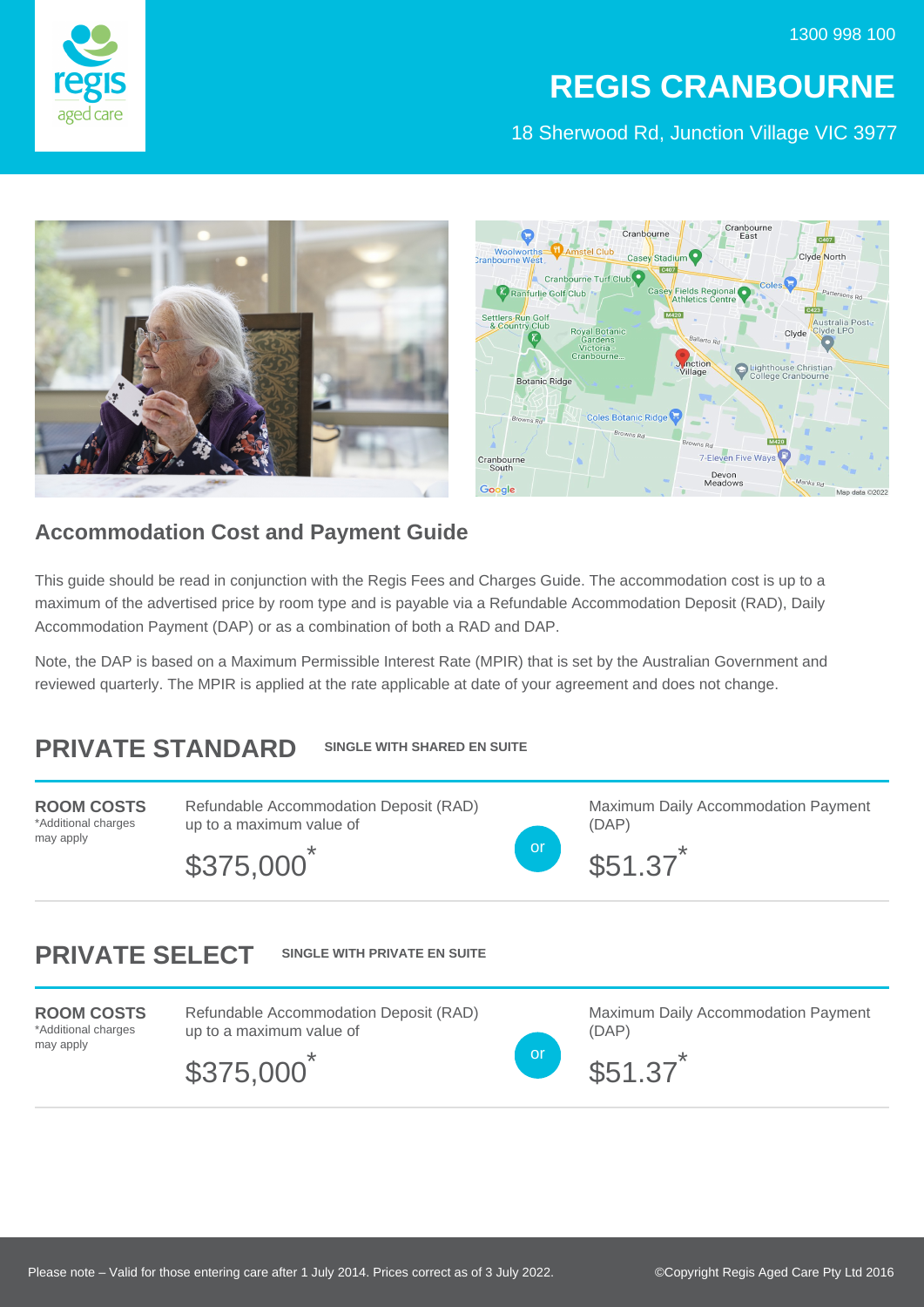1300 998 100

# REGIS CRANBOURNE

18 Sherwood Rd, Junction Village VIC 3977

## Accommodation Cost and Payment Guide

This guide should be read in conjunction with the Regis Fees and Charges Guide. The accommodation cost is up to a maximum of the advertised price by room type and is payable via a Refundable Accommodation Deposit (RAD), Daily Accommodation Payment (DAP) or as a combination of both a RAD and DAP.

Note, the DAP is based on a Maximum Permissible Interest Rate (MPIR) that is set by the Australian Government and reviewed quarterly. The MPIR is applied at the rate applicable at date of your agreement and does not change.

## PRIVATE STANDARD

**SINGLE WITH SHARED EN SUITE**

| **ROOM COSTS** *Additional charges may apply | Refundable Accommodation Deposit (RAD) up to a maximum value of | or | Maximum Daily Accommodation Payment (DAP) |
|---|---|---|---|
| | $375,000* | | $51.37* |

## PRIVATE SELECT

**SINGLE WITH PRIVATE EN SUITE**

| **ROOM COSTS** *Additional charges may apply | Refundable Accommodation Deposit (RAD) up to a maximum value of | or | Maximum Daily Accommodation Payment (DAP) |
|---|---|---|---|
| | $375,000* | | $51.37* |

Please note – Valid for those entering care after 1 July 2014. Prices correct as of 3 July 2022.

©Copyright Regis Aged Care Pty Ltd 2016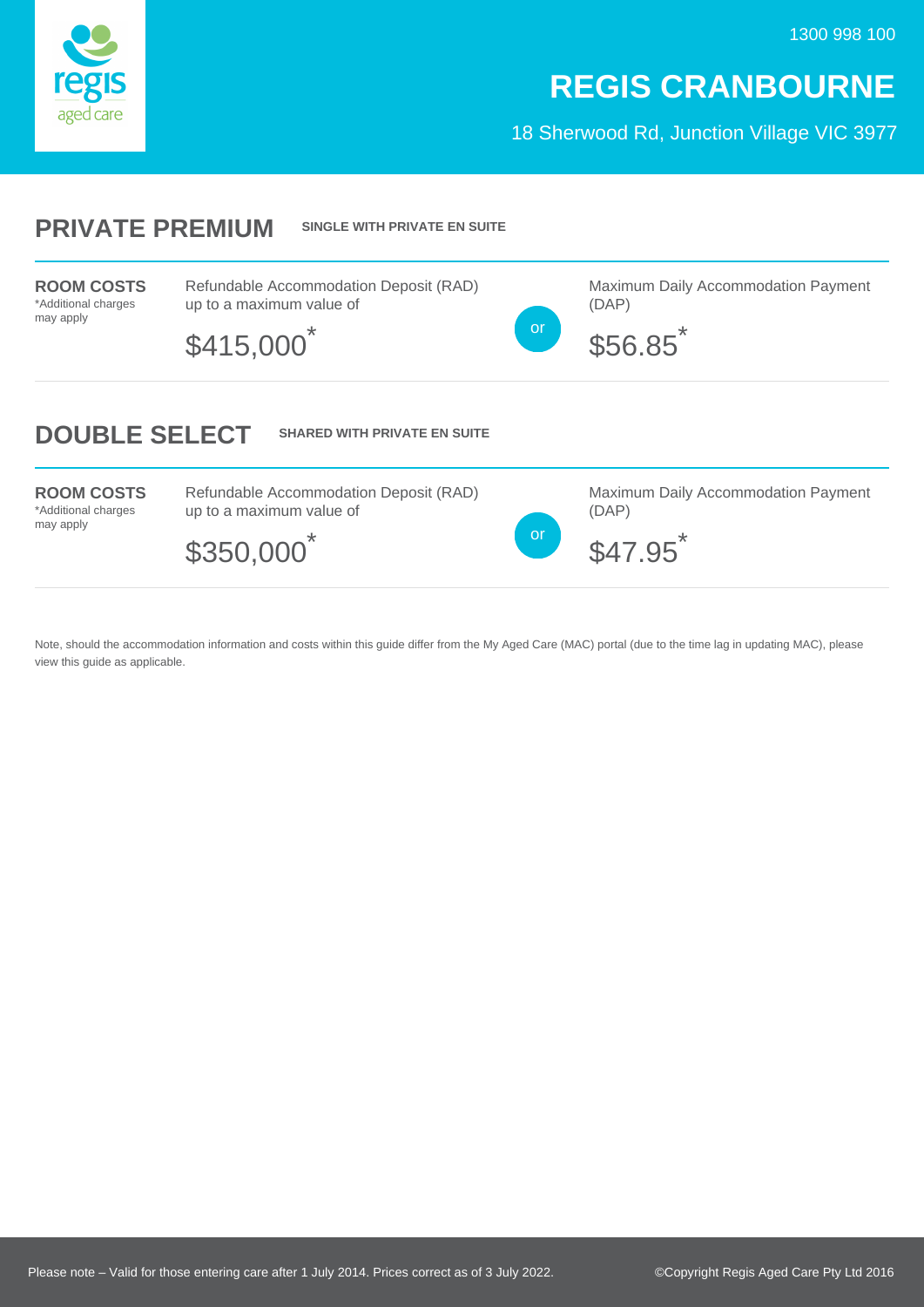1300 998 100

# REGIS CRANBOURNE

18 Sherwood Rd, Junction Village VIC 3977

## PRIVATE PREMIUM

**SINGLE WITH PRIVATE EN SUITE**

**ROOM COSTS**
*Additional charges may apply

Refundable Accommodation Deposit (RAD) up to a maximum value of

$415,000*

or

Maximum Daily Accommodation Payment (DAP)

$56.85*

## DOUBLE SELECT

**SHARED WITH PRIVATE EN SUITE**

**ROOM COSTS**
*Additional charges may apply

Refundable Accommodation Deposit (RAD) up to a maximum value of

$350,000*

or

Maximum Daily Accommodation Payment (DAP)

$47.95*

Note, should the accommodation information and costs within this guide differ from the My Aged Care (MAC) portal (due to the time lag in updating MAC), please view this guide as applicable.

Please note – Valid for those entering care after 1 July 2014. Prices correct as of 3 July 2022.

©Copyright Regis Aged Care Pty Ltd 2016